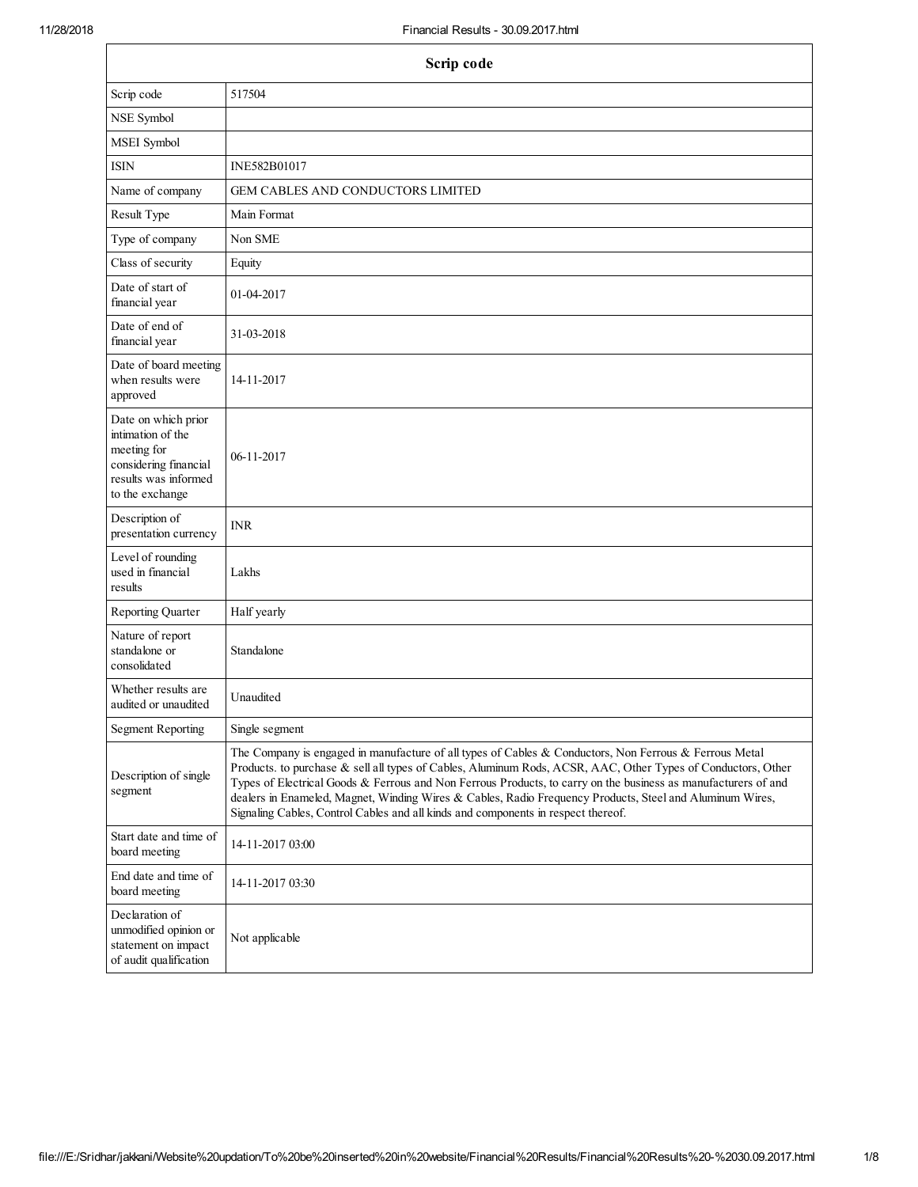| Scrip code | |
|---|---|
| Scrip code | 517504 |
| NSE Symbol | |
| MSEI Symbol | |
| ISIN | INE582B01017 |
| Name of company | GEM CABLES AND CONDUCTORS LIMITED |
| Result Type | Main Format |
| Type of company | Non SME |
| Class of security | Equity |
| Date of start of financial year | 01-04-2017 |
| Date of end of financial year | 31-03-2018 |
| Date of board meeting when results were approved | 14-11-2017 |
| Date on which prior intimation of the meeting for considering financial results was informed to the exchange | 06-11-2017 |
| Description of presentation currency | INR |
| Level of rounding used in financial results | Lakhs |
| Reporting Quarter | Half yearly |
| Nature of report standalone or consolidated | Standalone |
| Whether results are audited or unaudited | Unaudited |
| Segment Reporting | Single segment |
| Description of single segment | The Company is engaged in manufacture of all types of Cables & Conductors, Non Ferrous & Ferrous Metal Products. to purchase & sell all types of Cables, Aluminum Rods, ACSR, AAC, Other Types of Conductors, Other Types of Electrical Goods & Ferrous and Non Ferrous Products, to carry on the business as manufacturers of and dealers in Enameled, Magnet, Winding Wires & Cables, Radio Frequency Products, Steel and Aluminum Wires, Signaling Cables, Control Cables and all kinds and components in respect thereof. |
| Start date and time of board meeting | 14-11-2017 03:00 |
| End date and time of board meeting | 14-11-2017 03:30 |
| Declaration of unmodified opinion or statement on impact of audit qualification | Not applicable |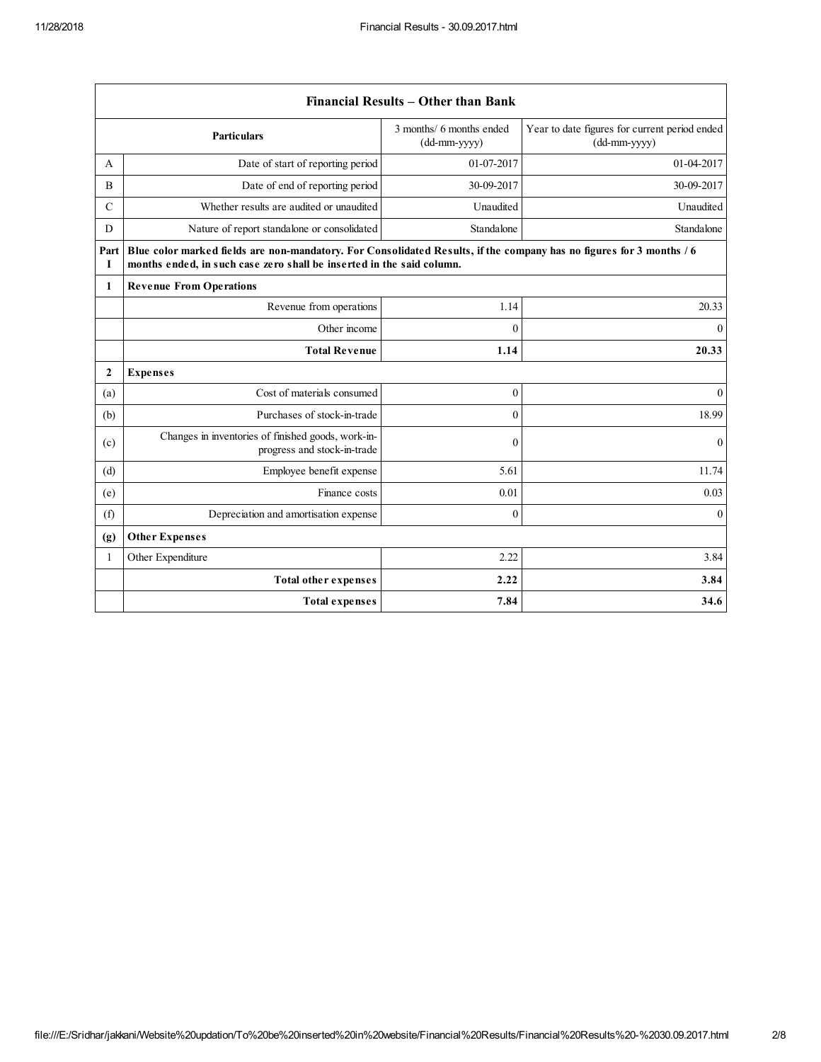| Financial Results – Other than Bank | | | |
|---|---|---|---|
| | **Particulars** | 3 months/ 6 months ended (dd-mm-yyyy) | Year to date figures for current period ended (dd-mm-yyyy) |
| A | Date of start of reporting period | 01-07-2017 | 01-04-2017 |
| B | Date of end of reporting period | 30-09-2017 | 30-09-2017 |
| C | Whether results are audited or unaudited | Unaudited | Unaudited |
| D | Nature of report standalone or consolidated | Standalone | Standalone |
| Part I | **Blue color marked fields are non-mandatory. For Consolidated Results, if the company has no figures for 3 months / 6 months ended, in such case zero shall be inserted in the said column.** | | |
| **1** | **Revenue From Operations** | | |
| | Revenue from operations | 1.14 | 20.33 |
| | Other income | 0 | 0 |
| | **Total Revenue** | **1.14** | **20.33** |
| **2** | **Expenses** | | |
| (a) | Cost of materials consumed | 0 | 0 |
| (b) | Purchases of stock-in-trade | 0 | 18.99 |
| (c) | Changes in inventories of finished goods, work-in-progress and stock-in-trade | 0 | 0 |
| (d) | Employee benefit expense | 5.61 | 11.74 |
| (e) | Finance costs | 0.01 | 0.03 |
| (f) | Depreciation and amortisation expense | 0 | 0 |
| **(g)** | **Other Expenses** | | |
| 1 | Other Expenditure | 2.22 | 3.84 |
| | **Total other expenses** | **2.22** | **3.84** |
| | **Total expenses** | **7.84** | **34.6** |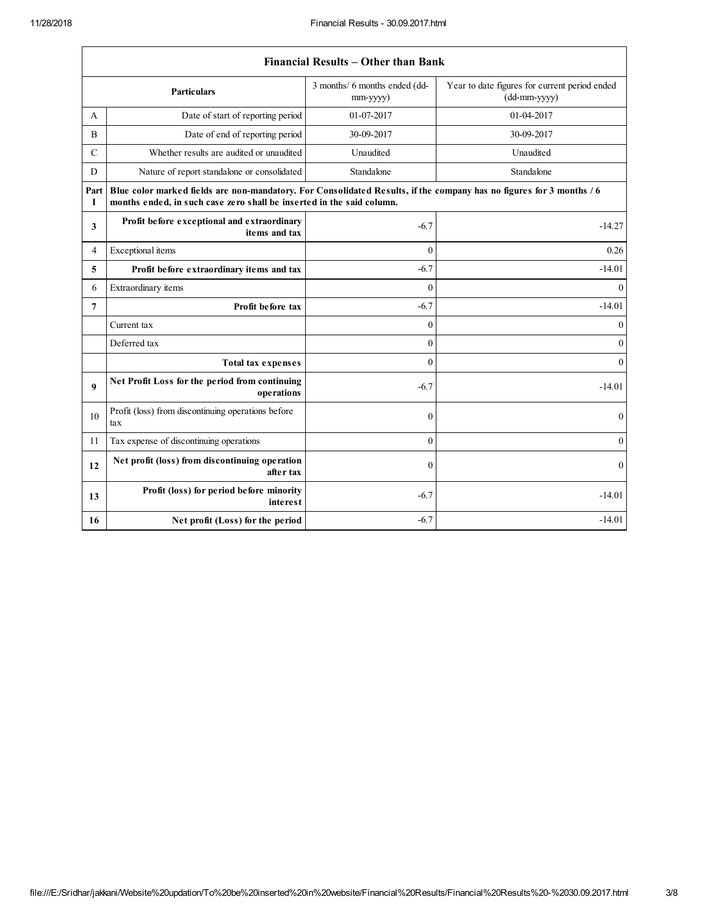| Financial Results – Other than Bank | | | |
|---|---|---|---|
| | **Particulars** | 3 months/ 6 months ended (dd-mm-yyyy) | Year to date figures for current period ended (dd-mm-yyyy) |
| A | Date of start of reporting period | 01-07-2017 | 01-04-2017 |
| B | Date of end of reporting period | 30-09-2017 | 30-09-2017 |
| C | Whether results are audited or unaudited | Unaudited | Unaudited |
| D | Nature of report standalone or consolidated | Standalone | Standalone |
| **Part I** | **Blue color marked fields are non-mandatory. For Consolidated Results, if the company has no figures for 3 months / 6 months ended, in such case zero shall be inserted in the said column.** | | |
| **3** | **Profit before exceptional and extraordinary items and tax** | -6.7 | -14.27 |
| 4 | Exceptional items | 0 | 0.26 |
| **5** | **Profit before extraordinary items and tax** | -6.7 | -14.01 |
| 6 | Extraordinary items | 0 | 0 |
| **7** | **Profit before tax** | -6.7 | -14.01 |
| | Current tax | 0 | 0 |
| | Deferred tax | 0 | 0 |
| | **Total tax expenses** | 0 | 0 |
| **9** | **Net Profit Loss for the period from continuing operations** | -6.7 | -14.01 |
| 10 | Profit (loss) from discontinuing operations before tax | 0 | 0 |
| 11 | Tax expense of discontinuing operations | 0 | 0 |
| **12** | **Net profit (loss) from discontinuing operation after tax** | 0 | 0 |
| **13** | **Profit (loss) for period before minority interest** | -6.7 | -14.01 |
| **16** | **Net profit (Loss) for the period** | -6.7 | -14.01 |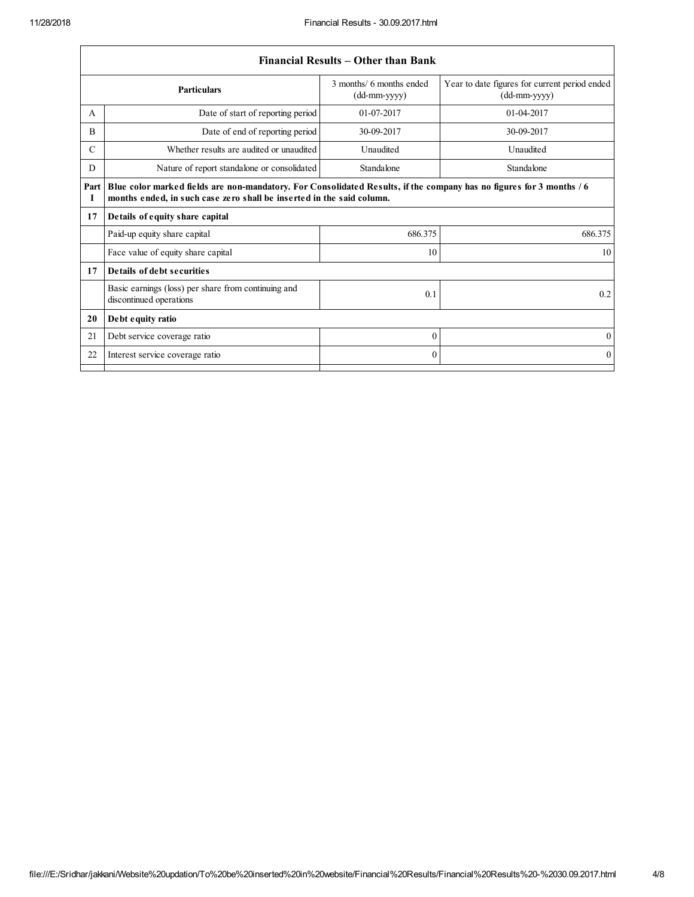| Financial Results – Other than Bank | | | |
|---|---|---|---|
| **Particulars** | | 3 months/ 6 months ended (dd-mm-yyyy) | Year to date figures for current period ended (dd-mm-yyyy) |
| A | Date of start of reporting period | 01-07-2017 | 01-04-2017 |
| B | Date of end of reporting period | 30-09-2017 | 30-09-2017 |
| C | Whether results are audited or unaudited | Unaudited | Unaudited |
| D | Nature of report standalone or consolidated | Standalone | Standalone |
| **Part I** | **Blue color marked fields are non-mandatory. For Consolidated Results, if the company has no figures for 3 months / 6 months ended, in such case zero shall be inserted in the said column.** | | |
| **17** | **Details of equity share capital** | | |
| | Paid-up equity share capital | 686.375 | 686.375 |
| | Face value of equity share capital | 10 | 10 |
| **17** | **Details of debt securities** | | |
| | Basic earnings (loss) per share from continuing and discontinued operations | 0.1 | 0.2 |
| **20** | **Debt equity ratio** | | |
| 21 | Debt service coverage ratio | 0 | 0 |
| 22 | Interest service coverage ratio | 0 | 0 |
| | | | |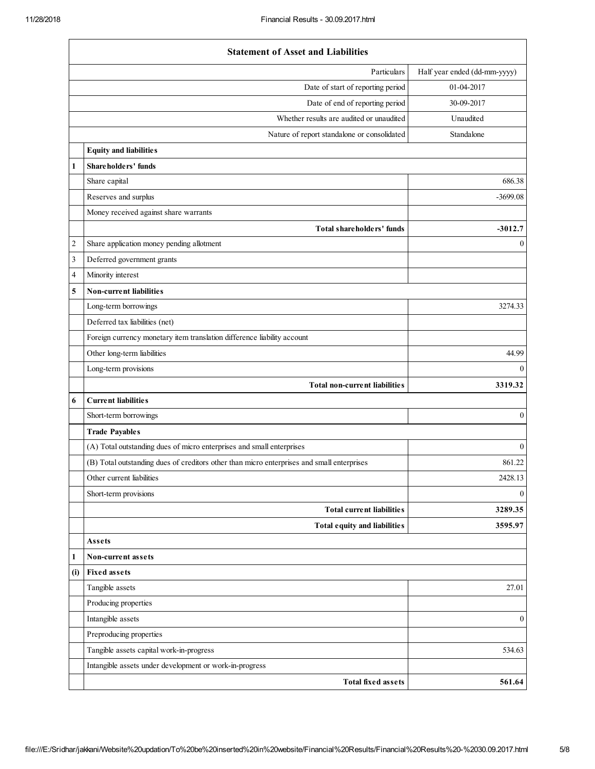| Statement of Asset and Liabilities | | |
|---|---|---|
| | Particulars | Half year ended (dd-mm-yyyy) |
| | Date of start of reporting period | 01-04-2017 |
| | Date of end of reporting period | 30-09-2017 |
| | Whether results are audited or unaudited | Unaudited |
| | Nature of report standalone or consolidated | Standalone |
| | **Equity and liabilities** | |
| **1** | **Shareholders' funds** | |
| | Share capital | 686.38 |
| | Reserves and surplus | -3699.08 |
| | Money received against share warrants | |
| | **Total shareholders' funds** | **-3012.7** |
| 2 | Share application money pending allotment | 0 |
| 3 | Deferred government grants | |
| 4 | Minority interest | |
| **5** | **Non-current liabilities** | |
| | Long-term borrowings | 3274.33 |
| | Deferred tax liabilities (net) | |
| | Foreign currency monetary item translation difference liability account | |
| | Other long-term liabilities | 44.99 |
| | Long-term provisions | 0 |
| | **Total non-current liabilities** | **3319.32** |
| **6** | **Current liabilities** | |
| | Short-term borrowings | 0 |
| | **Trade Payables** | |
| | (A) Total outstanding dues of micro enterprises and small enterprises | 0 |
| | (B) Total outstanding dues of creditors other than micro enterprises and small enterprises | 861.22 |
| | Other current liabilities | 2428.13 |
| | Short-term provisions | 0 |
| | **Total current liabilities** | **3289.35** |
| | **Total equity and liabilities** | **3595.97** |
| | **Assets** | |
| **1** | **Non-current assets** | |
| **(i)** | **Fixed assets** | |
| | Tangible assets | 27.01 |
| | Producing properties | |
| | Intangible assets | 0 |
| | Preproducing properties | |
| | Tangible assets capital work-in-progress | 534.63 |
| | Intangible assets under development or work-in-progress | |
| | **Total fixed assets** | **561.64** |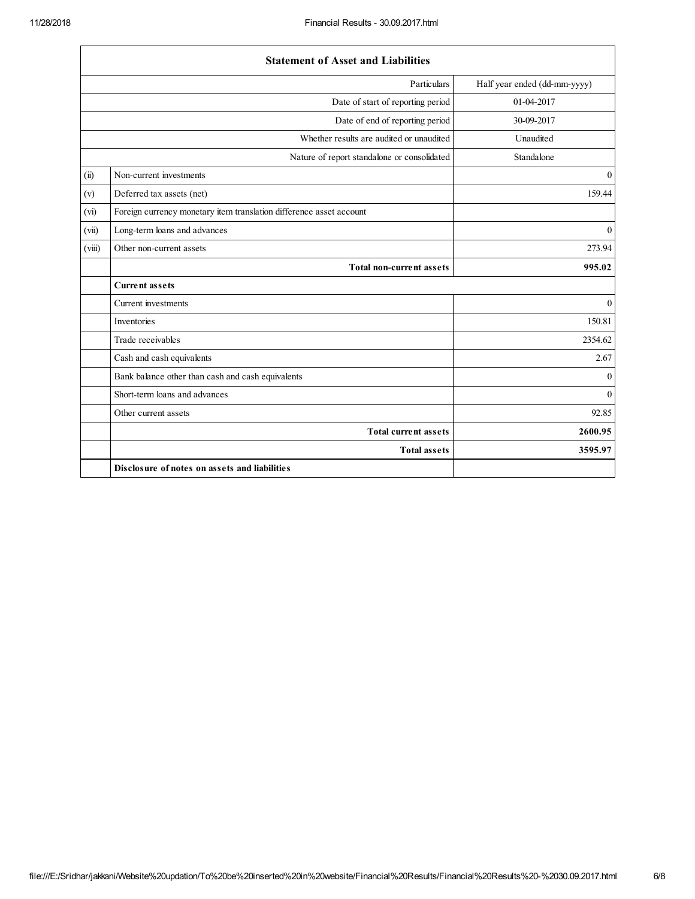| Statement of Asset and Liabilities | | |
|---|---|---|
| | Particulars | Half year ended (dd-mm-yyyy) |
| | Date of start of reporting period | 01-04-2017 |
| | Date of end of reporting period | 30-09-2017 |
| | Whether results are audited or unaudited | Unaudited |
| | Nature of report standalone or consolidated | Standalone |
| (ii) | Non-current investments | 0 |
| (v) | Deferred tax assets (net) | 159.44 |
| (vi) | Foreign currency monetary item translation difference asset account | |
| (vii) | Long-term loans and advances | 0 |
| (viii) | Other non-current assets | 273.94 |
| | **Total non-current assets** | **995.02** |
| | **Current assets** | |
| | Current investments | 0 |
| | Inventories | 150.81 |
| | Trade receivables | 2354.62 |
| | Cash and cash equivalents | 2.67 |
| | Bank balance other than cash and cash equivalents | 0 |
| | Short-term loans and advances | 0 |
| | Other current assets | 92.85 |
| | **Total current assets** | **2600.95** |
| | **Total assets** | **3595.97** |
| | **Disclosure of notes on assets and liabilities** | |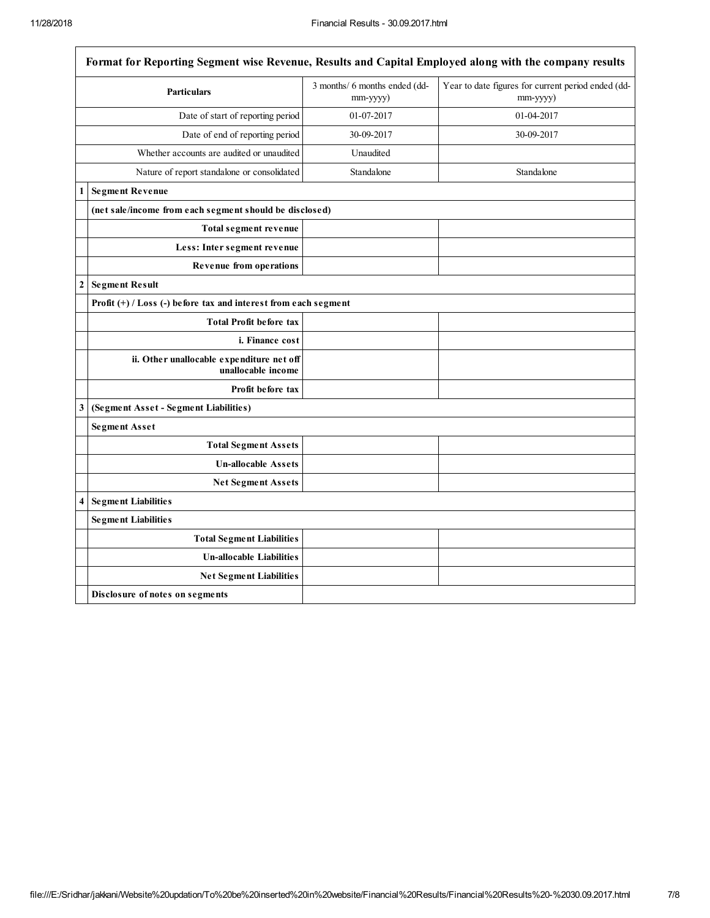| Format for Reporting Segment wise Revenue, Results and Capital Employed along with the company results | | | |
|---|---|---|---|
| | **Particulars** | 3 months/ 6 months ended (dd-mm-yyyy) | Year to date figures for current period ended (dd-mm-yyyy) |
| | Date of start of reporting period | 01-07-2017 | 01-04-2017 |
| | Date of end of reporting period | 30-09-2017 | 30-09-2017 |
| | Whether accounts are audited or unaudited | Unaudited | |
| | Nature of report standalone or consolidated | Standalone | Standalone |
| 1 | **Segment Revenue** | | |
| | **(net sale/income from each segment should be disclosed)** | | |
| | **Total segment revenue** | | |
| | **Less: Inter segment revenue** | | |
| | **Revenue from operations** | | |
| 2 | **Segment Result** | | |
| | **Profit (+) / Loss (-) before tax and interest from each segment** | | |
| | **Total Profit before tax** | | |
| | **i. Finance cost** | | |
| | **ii. Other unallocable expenditure net off unallocable income** | | |
| | **Profit before tax** | | |
| 3 | **(Segment Asset - Segment Liabilities)** | | |
| | **Segment Asset** | | |
| | **Total Segment Assets** | | |
| | **Un-allocable Assets** | | |
| | **Net Segment Assets** | | |
| 4 | **Segment Liabilities** | | |
| | **Segment Liabilities** | | |
| | **Total Segment Liabilities** | | |
| | **Un-allocable Liabilities** | | |
| | **Net Segment Liabilities** | | |
| | **Disclosure of notes on segments** | | |